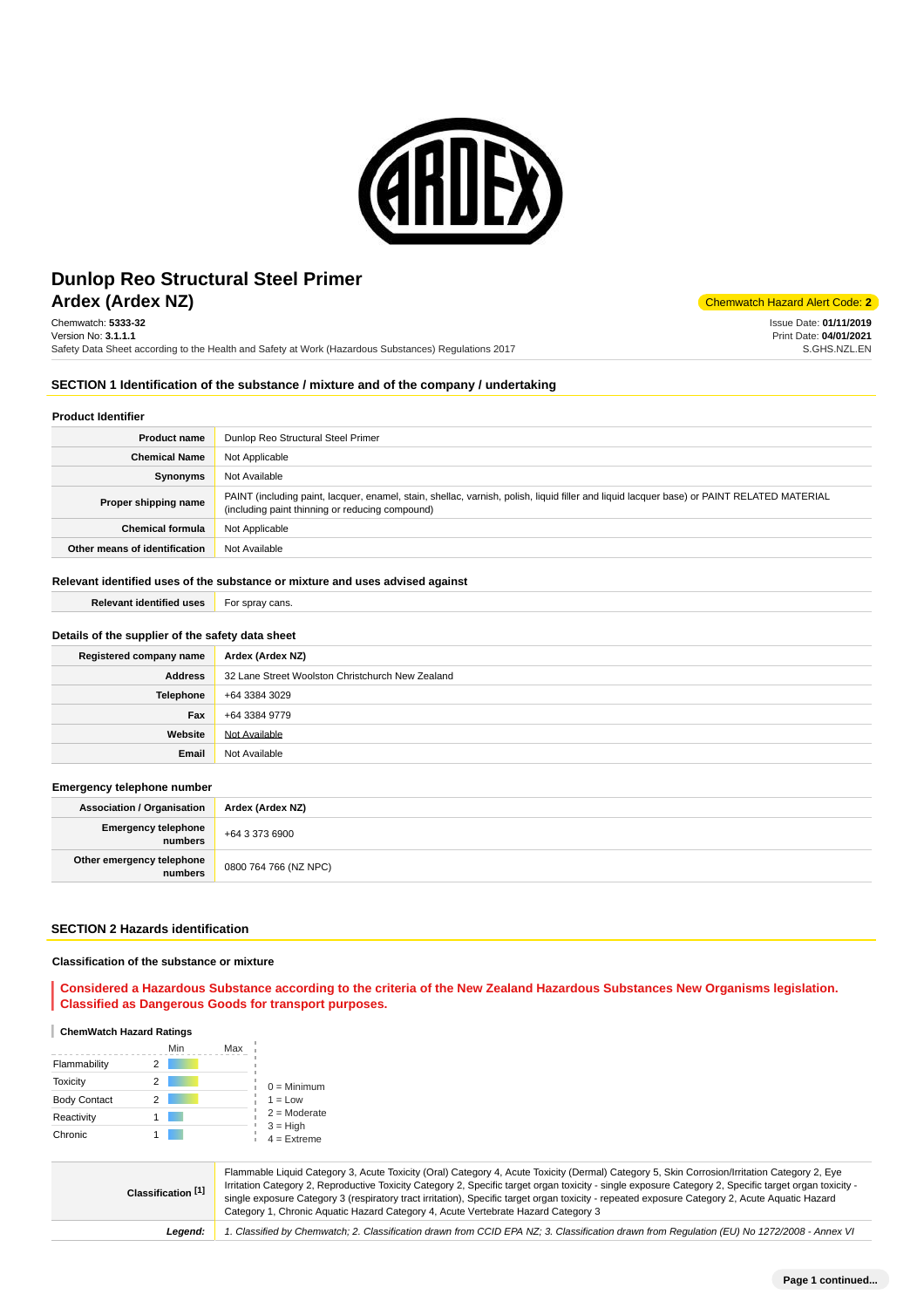# Dunlop Reo Structural Steel Primer
## Ardex (Ardex NZ)

Chemwatch Hazard Alert Code: **2**

Chemwatch: **5333-32**
Version No: **3.1.1.1**
Safety Data Sheet according to the Health and Safety at Work (Hazardous Substances) Regulations 2017

Issue Date: **01/11/2019**
Print Date: **04/01/2021**
S.GHS.NZL.EN

## SECTION 1 Identification of the substance / mixture and of the company / undertaking

### Product Identifier

| | |
|---|---|
| **Product name** | Dunlop Reo Structural Steel Primer |
| **Chemical Name** | Not Applicable |
| **Synonyms** | Not Available |
| **Proper shipping name** | PAINT (including paint, lacquer, enamel, stain, shellac, varnish, polish, liquid filler and liquid lacquer base) or PAINT RELATED MATERIAL (including paint thinning or reducing compound) |
| **Chemical formula** | Not Applicable |
| **Other means of identification** | Not Available |

### Relevant identified uses of the substance or mixture and uses advised against

| | |
|---|---|
| **Relevant identified uses** | For spray cans. |

### Details of the supplier of the safety data sheet

| | |
|---|---|
| **Registered company name** | Ardex (Ardex NZ) |
| **Address** | 32 Lane Street Woolston Christchurch New Zealand |
| **Telephone** | +64 3384 3029 |
| **Fax** | +64 3384 9779 |
| **Website** | Not Available |
| **Email** | Not Available |

### Emergency telephone number

| | |
|---|---|
| **Association / Organisation** | Ardex (Ardex NZ) |
| **Emergency telephone numbers** | +64 3 373 6900 |
| **Other emergency telephone numbers** | 0800 764 766 (NZ NPC) |

## SECTION 2 Hazards identification

### Classification of the substance or mixture

**Considered a Hazardous Substance according to the criteria of the New Zealand Hazardous Substances New Organisms legislation. Classified as Dangerous Goods for transport purposes.**

**ChemWatch Hazard Ratings**

| | Min | Max |
|---|---|---|
| Flammability | 2 | |
| Toxicity | 2 | |
| Body Contact | 2 | |
| Reactivity | 1 | |
| Chronic | 1 | |

0 = Minimum
1 = Low
2 = Moderate
3 = High
4 = Extreme

| | |
|---|---|
| **Classification [1]** | Flammable Liquid Category 3, Acute Toxicity (Oral) Category 4, Acute Toxicity (Dermal) Category 5, Skin Corrosion/Irritation Category 2, Eye Irritation Category 2, Reproductive Toxicity Category 2, Specific target organ toxicity - single exposure Category 2, Specific target organ toxicity - single exposure Category 3 (respiratory tract irritation), Specific target organ toxicity - repeated exposure Category 2, Acute Aquatic Hazard Category 1, Chronic Aquatic Hazard Category 4, Acute Vertebrate Hazard Category 3 |
| ***Legend:*** | *1. Classified by Chemwatch; 2. Classification drawn from CCID EPA NZ; 3. Classification drawn from Regulation (EU) No 1272/2008 - Annex VI* |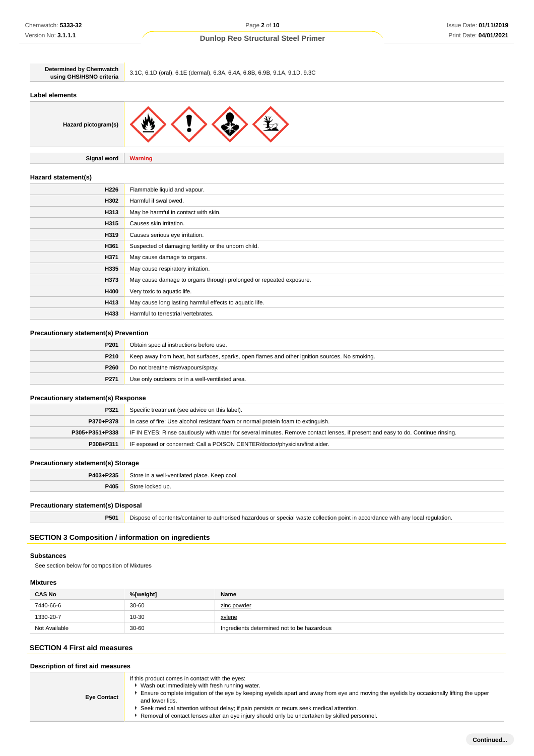| Determined by Chemwatch using GHS/HSNO criteria | 3.1C, 6.1D (oral), 6.1E (dermal), 6.3A, 6.4A, 6.8B, 6.9B, 9.1A, 9.1D, 9.3C |
|---|---|

### Label elements

| Hazard pictogram(s) | |
|---|---|
| Signal word | **Warning** |

### Hazard statement(s)

| | |
|---|---|
| **H226** | Flammable liquid and vapour. |
| **H302** | Harmful if swallowed. |
| **H313** | May be harmful in contact with skin. |
| **H315** | Causes skin irritation. |
| **H319** | Causes serious eye irritation. |
| **H361** | Suspected of damaging fertility or the unborn child. |
| **H371** | May cause damage to organs. |
| **H335** | May cause respiratory irritation. |
| **H373** | May cause damage to organs through prolonged or repeated exposure. |
| **H400** | Very toxic to aquatic life. |
| **H413** | May cause long lasting harmful effects to aquatic life. |
| **H433** | Harmful to terrestrial vertebrates. |

### Precautionary statement(s) Prevention

| | |
|---|---|
| **P201** | Obtain special instructions before use. |
| **P210** | Keep away from heat, hot surfaces, sparks, open flames and other ignition sources. No smoking. |
| **P260** | Do not breathe mist/vapours/spray. |
| **P271** | Use only outdoors or in a well-ventilated area. |

### Precautionary statement(s) Response

| | |
|---|---|
| **P321** | Specific treatment (see advice on this label). |
| **P370+P378** | In case of fire: Use alcohol resistant foam or normal protein foam to extinguish. |
| **P305+P351+P338** | IF IN EYES: Rinse cautiously with water for several minutes. Remove contact lenses, if present and easy to do. Continue rinsing. |
| **P308+P311** | IF exposed or concerned: Call a POISON CENTER/doctor/physician/first aider. |

### Precautionary statement(s) Storage

| | |
|---|---|
| **P403+P235** | Store in a well-ventilated place. Keep cool. |
| **P405** | Store locked up. |

### Precautionary statement(s) Disposal

| | |
|---|---|
| **P501** | Dispose of contents/container to authorised hazardous or special waste collection point in accordance with any local regulation. |

## SECTION 3 Composition / information on ingredients

### Substances

See section below for composition of Mixtures

### Mixtures

| CAS No | %[weight] | Name |
|---|---|---|
| 7440-66-6 | 30-60 | zinc powder |
| 1330-20-7 | 10-30 | xylene |
| Not Available | 30-60 | Ingredients determined not to be hazardous |

## SECTION 4 First aid measures

### Description of first aid measures

| | |
|---|---|
| **Eye Contact** | If this product comes in contact with the eyes:<br>▸ Wash out immediately with fresh running water.<br>▸ Ensure complete irrigation of the eye by keeping eyelids apart and away from eye and moving the eyelids by occasionally lifting the upper and lower lids.<br>▸ Seek medical attention without delay; if pain persists or recurs seek medical attention.<br>▸ Removal of contact lenses after an eye injury should only be undertaken by skilled personnel. |

**Continued...**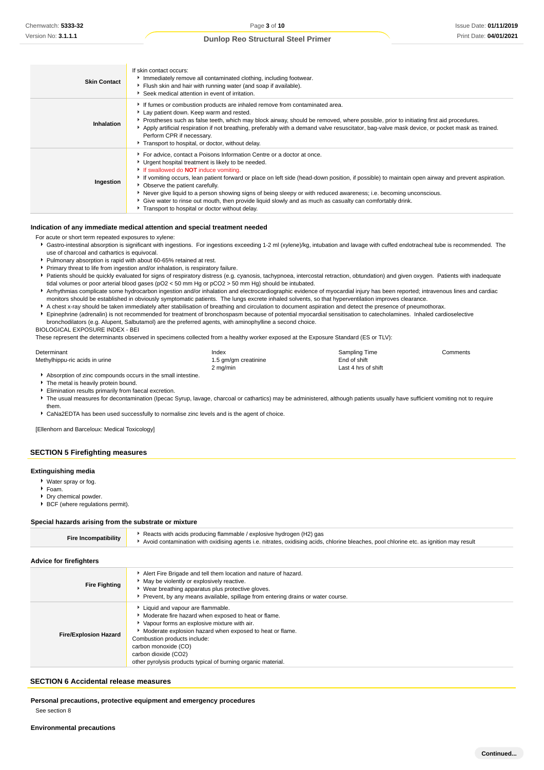| | |
|---|---|
| **Skin Contact** | If skin contact occurs:<br>▸ Immediately remove all contaminated clothing, including footwear.<br>▸ Flush skin and hair with running water (and soap if available).<br>▸ Seek medical attention in event of irritation. |
| **Inhalation** | ▸ If fumes or combustion products are inhaled remove from contaminated area.<br>▸ Lay patient down. Keep warm and rested.<br>▸ Prostheses such as false teeth, which may block airway, should be removed, where possible, prior to initiating first aid procedures.<br>▸ Apply artificial respiration if not breathing, preferably with a demand valve resuscitator, bag-valve mask device, or pocket mask as trained. Perform CPR if necessary.<br>▸ Transport to hospital, or doctor, without delay. |
| **Ingestion** | ▸ For advice, contact a Poisons Information Centre or a doctor at once.<br>▸ Urgent hospital treatment is likely to be needed.<br>▸ If swallowed do **NOT** induce vomiting.<br>▸ If vomiting occurs, lean patient forward or place on left side (head-down position, if possible) to maintain open airway and prevent aspiration.<br>▸ Observe the patient carefully.<br>▸ Never give liquid to a person showing signs of being sleepy or with reduced awareness; i.e. becoming unconscious.<br>▸ Give water to rinse out mouth, then provide liquid slowly and as much as casualty can comfortably drink.<br>▸ Transport to hospital or doctor without delay. |

### Indication of any immediate medical attention and special treatment needed

For acute or short term repeated exposures to xylene:

- Gastro-intestinal absorption is significant with ingestions. For ingestions exceeding 1-2 ml (xylene)/kg, intubation and lavage with cuffed endotracheal tube is recommended. The use of charcoal and cathartics is equivocal.
- Pulmonary absorption is rapid with about 60-65% retained at rest.
- Primary threat to life from ingestion and/or inhalation, is respiratory failure.
- Patients should be quickly evaluated for signs of respiratory distress (e.g. cyanosis, tachypnoea, intercostal retraction, obtundation) and given oxygen. Patients with inadequate tidal volumes or poor arterial blood gases (pO2 < 50 mm Hg or pCO2 > 50 mm Hg) should be intubated.
- Arrhythmias complicate some hydrocarbon ingestion and/or inhalation and electrocardiographic evidence of myocardial injury has been reported; intravenous lines and cardiac monitors should be established in obviously symptomatic patients. The lungs excrete inhaled solvents, so that hyperventilation improves clearance.
- A chest x-ray should be taken immediately after stabilisation of breathing and circulation to document aspiration and detect the presence of pneumothorax.
- Epinephrine (adrenalin) is not recommended for treatment of bronchospasm because of potential myocardial sensitisation to catecholamines. Inhaled cardioselective bronchodilators (e.g. Alupent, Salbutamol) are the preferred agents, with aminophylline a second choice.

BIOLOGICAL EXPOSURE INDEX - BEI

These represent the determinants observed in specimens collected from a healthy worker exposed at the Exposure Standard (ES or TLV):

| Determinant | Index | Sampling Time | Comments |
|---|---|---|---|
| Methylhippu-ric acids in urine | 1.5 gm/gm creatinine | End of shift | |
| | 2 mg/min | Last 4 hrs of shift | |

- Absorption of zinc compounds occurs in the small intestine.
- The metal is heavily protein bound.
- Elimination results primarily from faecal excretion.
- The usual measures for decontamination (Ipecac Syrup, lavage, charcoal or cathartics) may be administered, although patients usually have sufficient vomiting not to require them.
- CaNa2EDTA has been used successfully to normalise zinc levels and is the agent of choice.

[Ellenhorn and Barceloux: Medical Toxicology]

## SECTION 5 Firefighting measures

### Extinguishing media

- Water spray or fog.
- Foam.
- Dry chemical powder.
- BCF (where regulations permit).

### Special hazards arising from the substrate or mixture

| | |
|---|---|
| **Fire Incompatibility** | ▸ Reacts with acids producing flammable / explosive hydrogen ($H_2$) gas<br>▸ Avoid contamination with oxidising agents i.e. nitrates, oxidising acids, chlorine bleaches, pool chlorine etc. as ignition may result |

### Advice for firefighters

| | |
|---|---|
| **Fire Fighting** | ▸ Alert Fire Brigade and tell them location and nature of hazard.<br>▸ May be violently or explosively reactive.<br>▸ Wear breathing apparatus plus protective gloves.<br>▸ Prevent, by any means available, spillage from entering drains or water course. |
| **Fire/Explosion Hazard** | ▸ Liquid and vapour are flammable.<br>▸ Moderate fire hazard when exposed to heat or flame.<br>▸ Vapour forms an explosive mixture with air.<br>▸ Moderate explosion hazard when exposed to heat or flame.<br>Combustion products include:<br>carbon monoxide (CO)<br>carbon dioxide ($CO_2$)<br>other pyrolysis products typical of burning organic material. |

## SECTION 6 Accidental release measures

### Personal precautions, protective equipment and emergency procedures

See section 8

### Environmental precautions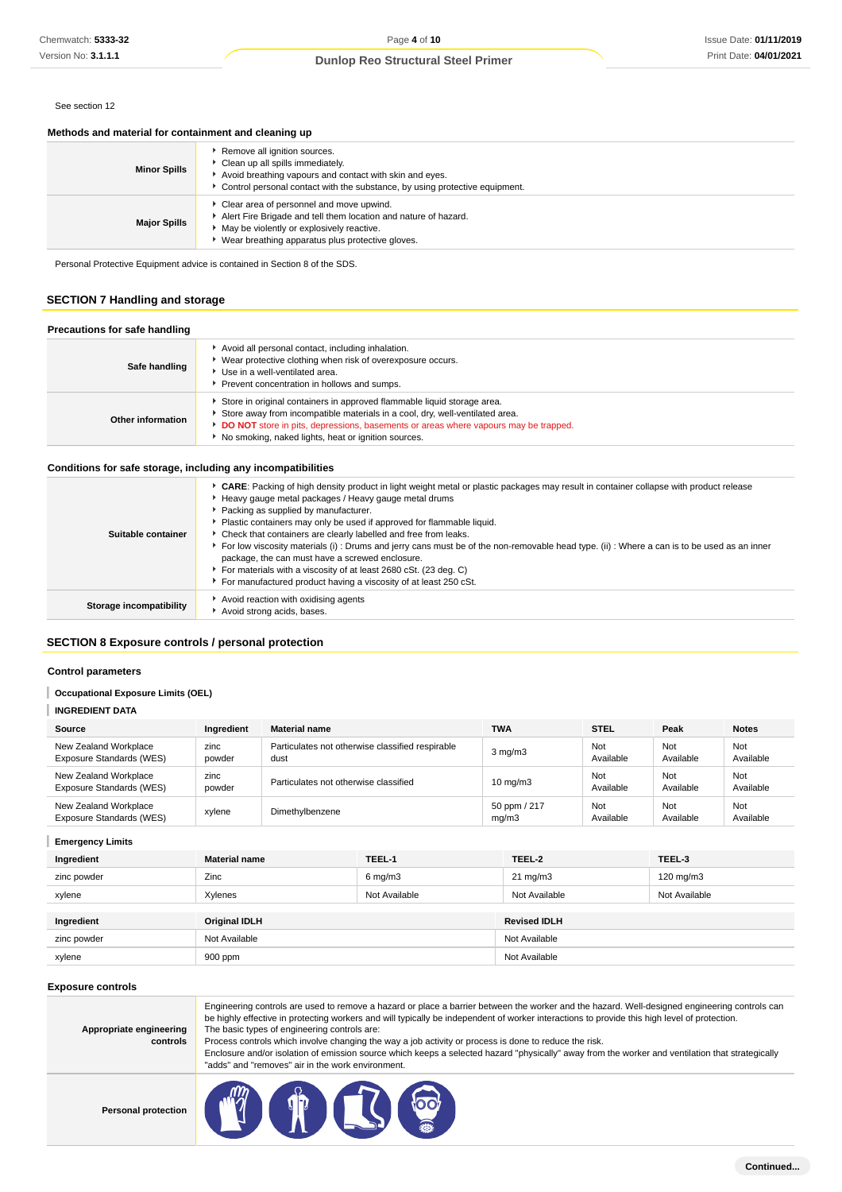See section 12

### Methods and material for containment and cleaning up

| | |
|---|---|
| **Minor Spills** | - Remove all ignition sources.<br>- Clean up all spills immediately.<br>- Avoid breathing vapours and contact with skin and eyes.<br>- Control personal contact with the substance, by using protective equipment. |
| **Major Spills** | - Clear area of personnel and move upwind.<br>- Alert Fire Brigade and tell them location and nature of hazard.<br>- May be violently or explosively reactive.<br>- Wear breathing apparatus plus protective gloves. |

Personal Protective Equipment advice is contained in Section 8 of the SDS.

## SECTION 7 Handling and storage

### Precautions for safe handling

| | |
|---|---|
| **Safe handling** | - Avoid all personal contact, including inhalation.<br>- Wear protective clothing when risk of overexposure occurs.<br>- Use in a well-ventilated area.<br>- Prevent concentration in hollows and sumps. |
| **Other information** | - Store in original containers in approved flammable liquid storage area.<br>- Store away from incompatible materials in a cool, dry, well-ventilated area.<br>- **DO NOT** store in pits, depressions, basements or areas where vapours may be trapped.<br>- No smoking, naked lights, heat or ignition sources. |

### Conditions for safe storage, including any incompatibilities

| | |
|---|---|
| **Suitable container** | - **CARE**: Packing of high density product in light weight metal or plastic packages may result in container collapse with product release<br>- Heavy gauge metal packages / Heavy gauge metal drums<br>- Packing as supplied by manufacturer.<br>- Plastic containers may only be used if approved for flammable liquid.<br>- Check that containers are clearly labelled and free from leaks.<br>- For low viscosity materials (i) : Drums and jerry cans must be of the non-removable head type. (ii) : Where a can is to be used as an inner package, the can must have a screwed enclosure.<br>- For materials with a viscosity of at least 2680 cSt. (23 deg. C)<br>- For manufactured product having a viscosity of at least 250 cSt. |
| **Storage incompatibility** | - Avoid reaction with oxidising agents<br>- Avoid strong acids, bases. |

## SECTION 8 Exposure controls / personal protection

### Control parameters

**Occupational Exposure Limits (OEL)**

**INGREDIENT DATA**

| Source | Ingredient | Material name | TWA | STEL | Peak | Notes |
|---|---|---|---|---|---|---|
| New Zealand Workplace Exposure Standards (WES) | zinc powder | Particulates not otherwise classified respirable dust | 3 mg/m3 | Not Available | Not Available | Not Available |
| New Zealand Workplace Exposure Standards (WES) | zinc powder | Particulates not otherwise classified | 10 mg/m3 | Not Available | Not Available | Not Available |
| New Zealand Workplace Exposure Standards (WES) | xylene | Dimethylbenzene | 50 ppm / 217 mg/m3 | Not Available | Not Available | Not Available |

**Emergency Limits**

| Ingredient | Material name | TEEL-1 | TEEL-2 | TEEL-3 |
|---|---|---|---|---|
| zinc powder | Zinc | 6 mg/m3 | 21 mg/m3 | 120 mg/m3 |
| xylene | Xylenes | Not Available | Not Available | Not Available |

| Ingredient | Original IDLH | Revised IDLH |
|---|---|---|
| zinc powder | Not Available | Not Available |
| xylene | 900 ppm | Not Available |

### Exposure controls

| | |
|---|---|
| **Appropriate engineering controls** | Engineering controls are used to remove a hazard or place a barrier between the worker and the hazard. Well-designed engineering controls can be highly effective in protecting workers and will typically be independent of worker interactions to provide this high level of protection.<br>The basic types of engineering controls are:<br>Process controls which involve changing the way a job activity or process is done to reduce the risk.<br>Enclosure and/or isolation of emission source which keeps a selected hazard "physically" away from the worker and ventilation that strategically "adds" and "removes" air in the work environment. |
| **Personal protection** | |

Continued...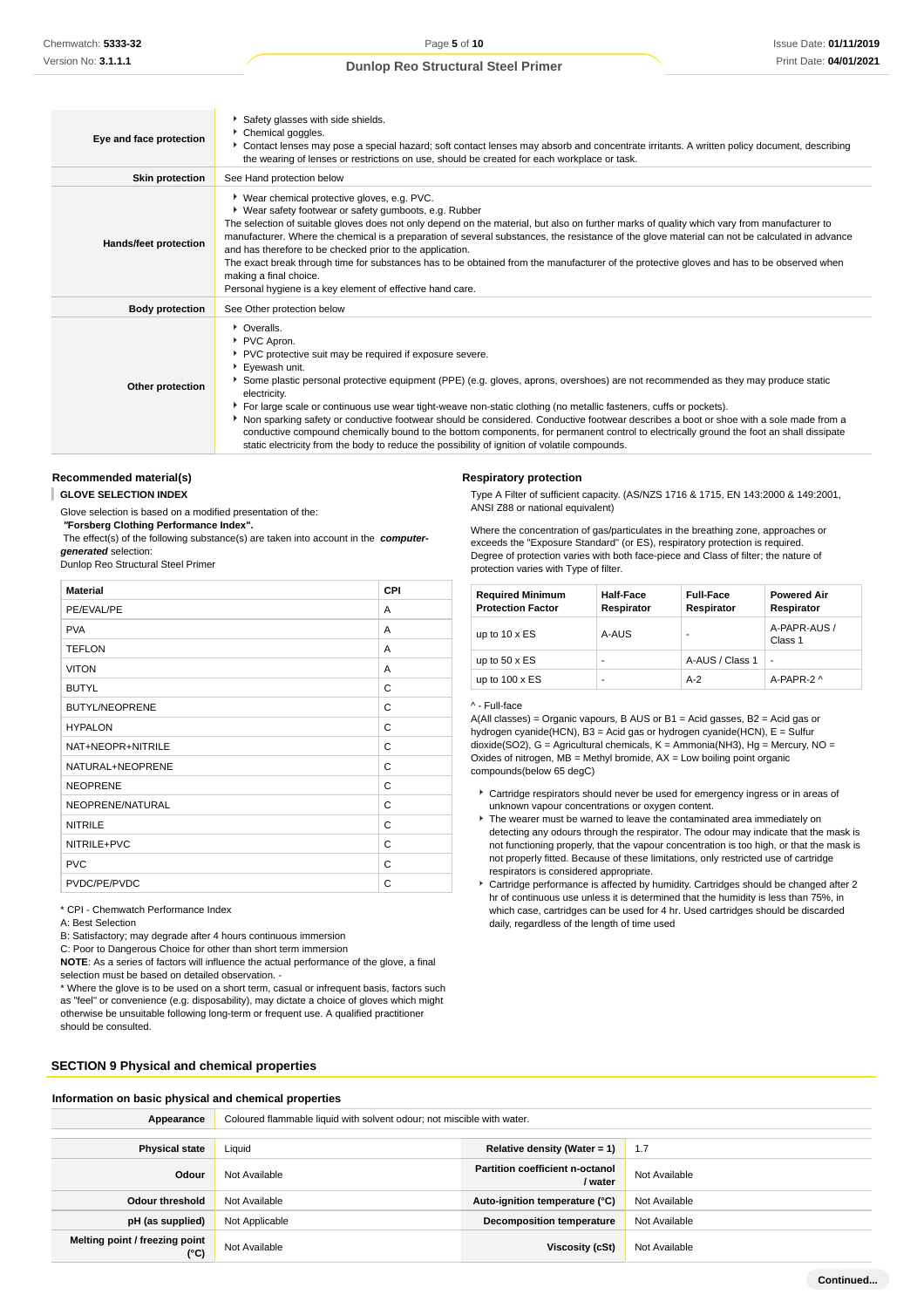| | |
|---|---|
| **Eye and face protection** | - Safety glasses with side shields.<br>- Chemical goggles.<br>- Contact lenses may pose a special hazard; soft contact lenses may absorb and concentrate irritants. A written policy document, describing the wearing of lenses or restrictions on use, should be created for each workplace or task. |
| **Skin protection** | See Hand protection below |
| **Hands/feet protection** | - Wear chemical protective gloves, e.g. PVC.<br>- Wear safety footwear or safety gumboots, e.g. Rubber<br>The selection of suitable gloves does not only depend on the material, but also on further marks of quality which vary from manufacturer to manufacturer. Where the chemical is a preparation of several substances, the resistance of the glove material can not be calculated in advance and has therefore to be checked prior to the application.<br>The exact break through time for substances has to be obtained from the manufacturer of the protective gloves and has to be observed when making a final choice.<br>Personal hygiene is a key element of effective hand care. |
| **Body protection** | See Other protection below |
| **Other protection** | - Overalls.<br>- PVC Apron.<br>- PVC protective suit may be required if exposure severe.<br>- Eyewash unit.<br>- Some plastic personal protective equipment (PPE) (e.g. gloves, aprons, overshoes) are not recommended as they may produce static electricity.<br>- For large scale or continuous use wear tight-weave non-static clothing (no metallic fasteners, cuffs or pockets).<br>- Non sparking safety or conductive footwear should be considered. Conductive footwear describes a boot or shoe with a sole made from a conductive compound chemically bound to the bottom components, for permanent control to electrically ground the foot an shall dissipate static electricity from the body to reduce the possibility of ignition of volatile compounds. |

### Recommended material(s)

**GLOVE SELECTION INDEX**

Glove selection is based on a modified presentation of the:
**"Forsberg Clothing Performance Index".**
The effect(s) of the following substance(s) are taken into account in the ***computer-generated*** selection:
Dunlop Reo Structural Steel Primer

| Material | CPI |
|---|---|
| PE/EVAL/PE | A |
| PVA | A |
| TEFLON | A |
| VITON | A |
| BUTYL | C |
| BUTYL/NEOPRENE | C |
| HYPALON | C |
| NAT+NEOPR+NITRILE | C |
| NATURAL+NEOPRENE | C |
| NEOPRENE | C |
| NEOPRENE/NATURAL | C |
| NITRILE | C |
| NITRILE+PVC | C |
| PVC | C |
| PVDC/PE/PVDC | C |

* CPI - Chemwatch Performance Index
A: Best Selection
B: Satisfactory; may degrade after 4 hours continuous immersion
C: Poor to Dangerous Choice for other than short term immersion
**NOTE**: As a series of factors will influence the actual performance of the glove, a final selection must be based on detailed observation. -
* Where the glove is to be used on a short term, casual or infrequent basis, factors such as "feel" or convenience (e.g. disposability), may dictate a choice of gloves which might otherwise be unsuitable following long-term or frequent use. A qualified practitioner should be consulted.

### Respiratory protection

Type A Filter of sufficient capacity. (AS/NZS 1716 & 1715, EN 143:2000 & 149:2001, ANSI Z88 or national equivalent)

Where the concentration of gas/particulates in the breathing zone, approaches or exceeds the "Exposure Standard" (or ES), respiratory protection is required.
Degree of protection varies with both face-piece and Class of filter; the nature of protection varies with Type of filter.

| Required Minimum Protection Factor | Half-Face Respirator | Full-Face Respirator | Powered Air Respirator |
|---|---|---|---|
| up to 10 x ES | A-AUS | - | A-PAPR-AUS / Class 1 |
| up to 50 x ES | - | A-AUS / Class 1 | - |
| up to 100 x ES | - | A-2 | A-PAPR-2 ^ |

^ - Full-face
A(All classes) = Organic vapours, B AUS or B1 = Acid gasses, B2 = Acid gas or hydrogen cyanide(HCN), B3 = Acid gas or hydrogen cyanide(HCN), E = Sulfur dioxide(SO2), G = Agricultural chemicals, K = Ammonia(NH3), Hg = Mercury, NO = Oxides of nitrogen, MB = Methyl bromide, AX = Low boiling point organic compounds(below 65 degC)

- Cartridge respirators should never be used for emergency ingress or in areas of unknown vapour concentrations or oxygen content.
- The wearer must be warned to leave the contaminated area immediately on detecting any odours through the respirator. The odour may indicate that the mask is not functioning properly, that the vapour concentration is too high, or that the mask is not properly fitted. Because of these limitations, only restricted use of cartridge respirators is considered appropriate.
- Cartridge performance is affected by humidity. Cartridges should be changed after 2 hr of continuous use unless it is determined that the humidity is less than 75%, in which case, cartridges can be used for 4 hr. Used cartridges should be discarded daily, regardless of the length of time used

## SECTION 9 Physical and chemical properties

### Information on basic physical and chemical properties

| | | | |
|---|---|---|---|
| **Appearance** | Coloured flammable liquid with solvent odour; not miscible with water. | | |
| **Physical state** | Liquid | **Relative density (Water = 1)** | 1.7 |
| **Odour** | Not Available | **Partition coefficient n-octanol / water** | Not Available |
| **Odour threshold** | Not Available | **Auto-ignition temperature (°C)** | Not Available |
| **pH (as supplied)** | Not Applicable | **Decomposition temperature** | Not Available |
| **Melting point / freezing point (°C)** | Not Available | **Viscosity (cSt)** | Not Available |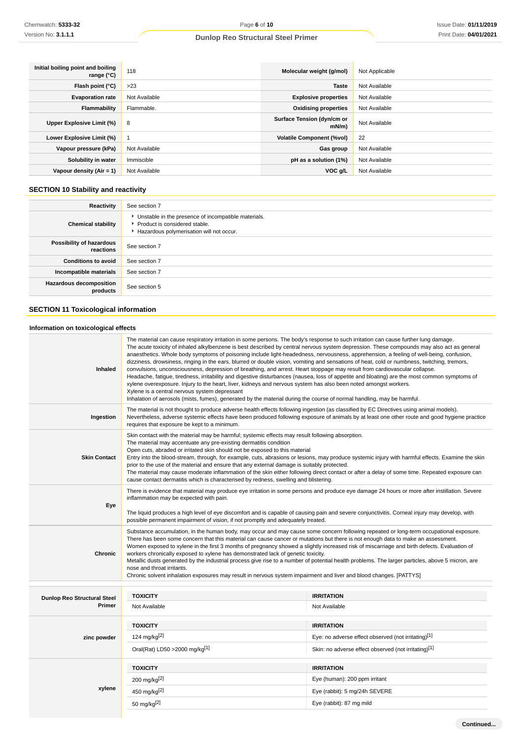| Initial boiling point and boiling range (°C) | 118 | Molecular weight (g/mol) | Not Applicable |
|---|---|---|---|
| Flash point (°C) | >23 | Taste | Not Available |
| Evaporation rate | Not Available | Explosive properties | Not Available |
| Flammability | Flammable. | Oxidising properties | Not Available |
| Upper Explosive Limit (%) | 8 | Surface Tension (dyn/cm or mN/m) | Not Available |
| Lower Explosive Limit (%) | 1 | Volatile Component (%vol) | 22 |
| Vapour pressure (kPa) | Not Available | Gas group | Not Available |
| Solubility in water | Immiscible | pH as a solution (1%) | Not Available |
| Vapour density (Air = 1) | Not Available | VOC g/L | Not Available |

## SECTION 10 Stability and reactivity

| | |
|---|---|
| Reactivity | See section 7 |
| Chemical stability | Unstable in the presence of incompatible materials.<br>Product is considered stable.<br>Hazardous polymerisation will not occur. |
| Possibility of hazardous reactions | See section 7 |
| Conditions to avoid | See section 7 |
| Incompatible materials | See section 7 |
| Hazardous decomposition products | See section 5 |

## SECTION 11 Toxicological information

### Information on toxicological effects

| | |
|---|---|
| Inhaled | The material can cause respiratory irritation in some persons. The body's response to such irritation can cause further lung damage.<br>The acute toxicity of inhaled alkylbenzene is best described by central nervous system depression. These compounds may also act as general anaesthetics. Whole body symptoms of poisoning include light-headedness, nervousness, apprehension, a feeling of well-being, confusion, dizziness, drowsiness, ringing in the ears, blurred or double vision, vomiting and sensations of heat, cold or numbness, twitching, tremors, convulsions, unconsciousness, depression of breathing, and arrest. Heart stoppage may result from cardiovascular collapse.<br>Headache, fatigue, tiredness, irritability and digestive disturbances (nausea, loss of appetite and bloating) are the most common symptoms of xylene overexposure. Injury to the heart, liver, kidneys and nervous system has also been noted amongst workers.<br>Xylene is a central nervous system depressant<br>Inhalation of aerosols (mists, fumes), generated by the material during the course of normal handling, may be harmful. |
| Ingestion | The material is not thought to produce adverse health effects following ingestion (as classified by EC Directives using animal models). Nevertheless, adverse systemic effects have been produced following exposure of animals by at least one other route and good hygiene practice requires that exposure be kept to a minimum. |
| Skin Contact | Skin contact with the material may be harmful; systemic effects may result following absorption.<br>The material may accentuate any pre-existing dermatitis condition<br>Open cuts, abraded or irritated skin should not be exposed to this material<br>Entry into the blood-stream, through, for example, cuts, abrasions or lesions, may produce systemic injury with harmful effects. Examine the skin prior to the use of the material and ensure that any external damage is suitably protected.<br>The material may cause moderate inflammation of the skin either following direct contact or after a delay of some time. Repeated exposure can cause contact dermatitis which is characterised by redness, swelling and blistering. |
| Eye | There is evidence that material may produce eye irritation in some persons and produce eye damage 24 hours or more after instillation. Severe inflammation may be expected with pain.<br><br>The liquid produces a high level of eye discomfort and is capable of causing pain and severe conjunctivitis. Corneal injury may develop, with possible permanent impairment of vision, if not promptly and adequately treated. |
| Chronic | Substance accumulation, in the human body, may occur and may cause some concern following repeated or long-term occupational exposure.<br>There has been some concern that this material can cause cancer or mutations but there is not enough data to make an assessment.<br>Women exposed to xylene in the first 3 months of pregnancy showed a slightly increased risk of miscarriage and birth defects. Evaluation of workers chronically exposed to xylene has demonstrated lack of genetic toxicity.<br>Metallic dusts generated by the industrial process give rise to a number of potential health problems. The larger particles, above 5 micron, are nose and throat irritants.<br>Chronic solvent inhalation exposures may result in nervous system impairment and liver and blood changes. [PATTYS] |

| | TOXICITY | IRRITATION |
|---|---|---|
| Dunlop Reo Structural Steel Primer | Not Available | Not Available |
| zinc powder | 124 mg/kg[2] | Eye: no adverse effect observed (not irritating)[1] |
| | Oral(Rat) LD50 >2000 mg/kg[1] | Skin: no adverse effect observed (not irritating)[1] |
| xylene | 200 mg/kg[2] | Eye (human): 200 ppm irritant |
| | 450 mg/kg[2] | Eye (rabbit): 5 mg/24h SEVERE |
| | 50 mg/kg[2] | Eye (rabbit): 87 mg mild |

Continued...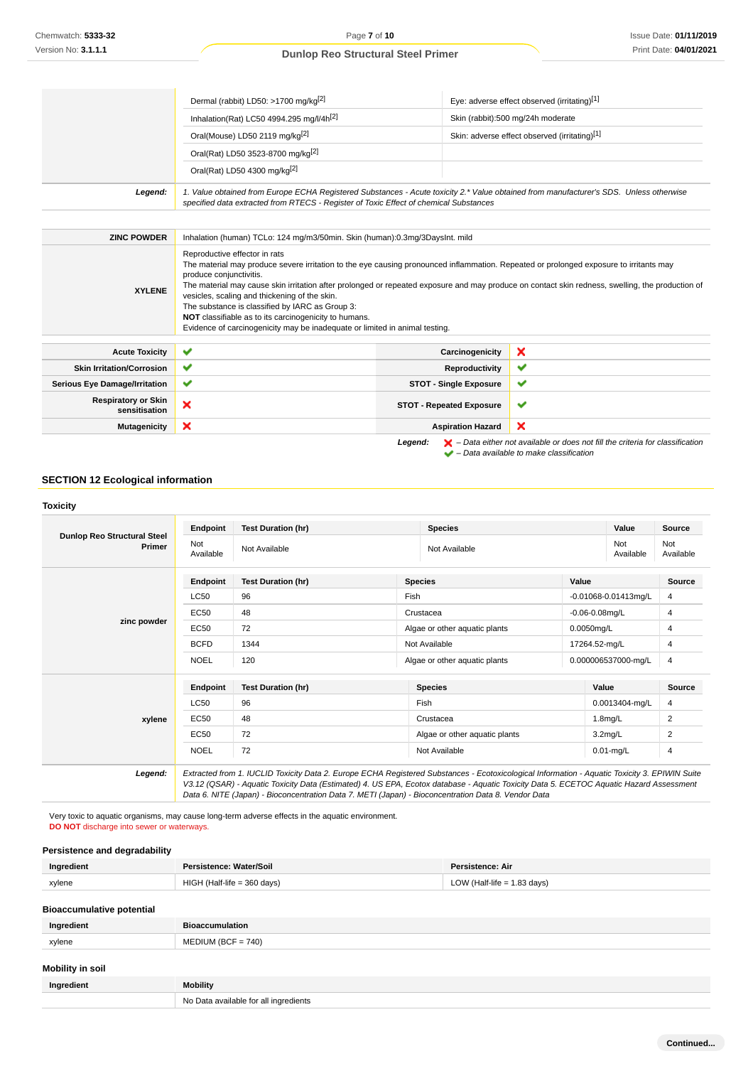| | | |
|---|---|---|
| | Dermal (rabbit) LD50: >1700 mg/kg[2] | Eye: adverse effect observed (irritating)[1] |
| | Inhalation(Rat) LC50 4994.295 mg/l/4h[2] | Skin (rabbit):500 mg/24h moderate |
| | Oral(Mouse) LD50 2119 mg/kg[2] | Skin: adverse effect observed (irritating)[1] |
| | Oral(Rat) LD50 3523-8700 mg/kg[2] | |
| | Oral(Rat) LD50 4300 mg/kg[2] | |
| **Legend:** | *1. Value obtained from Europe ECHA Registered Substances - Acute toxicity 2.\* Value obtained from manufacturer's SDS. Unless otherwise specified data extracted from RTECS - Register of Toxic Effect of chemical Substances* | |

| | |
|---|---|
| **ZINC POWDER** | Inhalation (human) TCLo: 124 mg/m3/50min. Skin (human):0.3mg/3DaysInt. mild |
| **XYLENE** | Reproductive effector in rats<br>The material may produce severe irritation to the eye causing pronounced inflammation. Repeated or prolonged exposure to irritants may produce conjunctivitis.<br>The material may cause skin irritation after prolonged or repeated exposure and may produce on contact skin redness, swelling, the production of vesicles, scaling and thickening of the skin.<br>The substance is classified by IARC as Group 3:<br>**NOT** classifiable as to its carcinogenicity to humans.<br>Evidence of carcinogenicity may be inadequate or limited in animal testing. |

| | | | |
|---|---|---|---|
| **Acute Toxicity** | ✔ | **Carcinogenicity** | ✘ |
| **Skin Irritation/Corrosion** | ✔ | **Reproductivity** | ✔ |
| **Serious Eye Damage/Irritation** | ✔ | **STOT - Single Exposure** | ✔ |
| **Respiratory or Skin sensitisation** | ✘ | **STOT - Repeated Exposure** | ✔ |
| **Mutagenicity** | ✘ | **Aspiration Hazard** | ✘ |

***Legend:*** ✘ *– Data either not available or does not fill the criteria for classification*
✔ *– Data available to make classification*

## SECTION 12 Ecological information

### Toxicity

**Dunlop Reo Structural Steel Primer**

| Endpoint | Test Duration (hr) | Species | Value | Source |
|---|---|---|---|---|
| Not Available | Not Available | Not Available | Not Available | Not Available |

**zinc powder**

| Endpoint | Test Duration (hr) | Species | Value | Source |
|---|---|---|---|---|
| LC50 | 96 | Fish | -0.01068-0.01413mg/L | 4 |
| EC50 | 48 | Crustacea | -0.06-0.08mg/L | 4 |
| EC50 | 72 | Algae or other aquatic plants | 0.0050mg/L | 4 |
| BCFD | 1344 | Not Available | 17264.52-mg/L | 4 |
| NOEL | 120 | Algae or other aquatic plants | 0.000006537000-mg/L | 4 |

**xylene**

| Endpoint | Test Duration (hr) | Species | Value | Source |
|---|---|---|---|---|
| LC50 | 96 | Fish | 0.0013404-mg/L | 4 |
| EC50 | 48 | Crustacea | 1.8mg/L | 2 |
| EC50 | 72 | Algae or other aquatic plants | 3.2mg/L | 2 |
| NOEL | 72 | Not Available | 0.01-mg/L | 4 |

***Legend:*** *Extracted from 1. IUCLID Toxicity Data 2. Europe ECHA Registered Substances - Ecotoxicological Information - Aquatic Toxicity 3. EPIWIN Suite V3.12 (QSAR) - Aquatic Toxicity Data (Estimated) 4. US EPA, Ecotox database - Aquatic Toxicity Data 5. ECETOC Aquatic Hazard Assessment Data 6. NITE (Japan) - Bioconcentration Data 7. METI (Japan) - Bioconcentration Data 8. Vendor Data*

Very toxic to aquatic organisms, may cause long-term adverse effects in the aquatic environment.
**DO NOT** discharge into sewer or waterways.

### Persistence and degradability

| Ingredient | Persistence: Water/Soil | Persistence: Air |
|---|---|---|
| xylene | HIGH (Half-life = 360 days) | LOW (Half-life = 1.83 days) |

### Bioaccumulative potential

| Ingredient | Bioaccumulation |
|---|---|
| xylene | MEDIUM (BCF = 740) |

### Mobility in soil

| Ingredient | Mobility |
|---|---|
| | No Data available for all ingredients |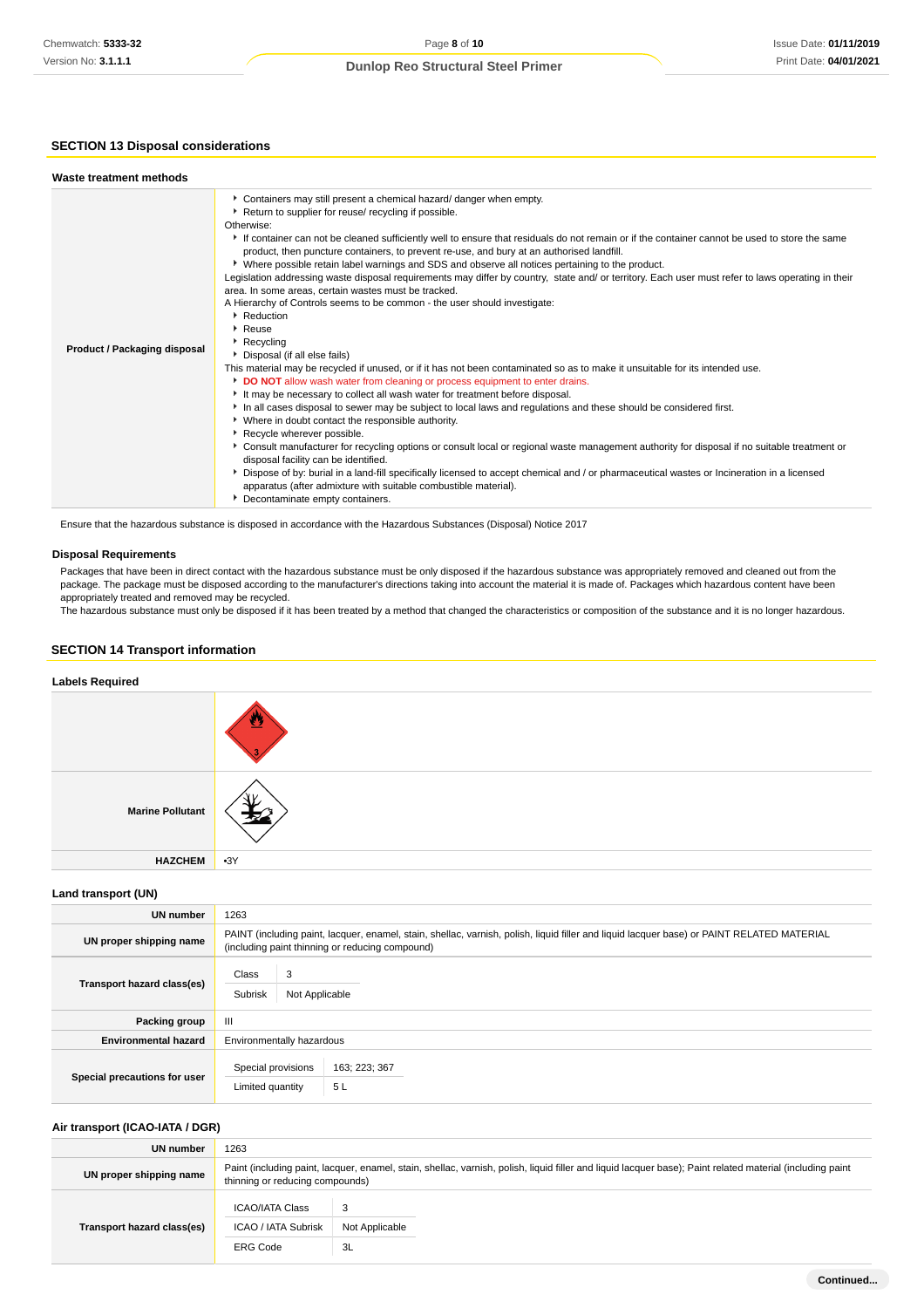## SECTION 13 Disposal considerations

### Waste treatment methods

| | |
|---|---|
| **Product / Packaging disposal** | ▸ Containers may still present a chemical hazard/ danger when empty.<br>▸ Return to supplier for reuse/ recycling if possible.<br>Otherwise:<br>▸ If container can not be cleaned sufficiently well to ensure that residuals do not remain or if the container cannot be used to store the same product, then puncture containers, to prevent re-use, and bury at an authorised landfill.<br>▸ Where possible retain label warnings and SDS and observe all notices pertaining to the product.<br>Legislation addressing waste disposal requirements may differ by country, state and/ or territory. Each user must refer to laws operating in their area. In some areas, certain wastes must be tracked.<br>A Hierarchy of Controls seems to be common - the user should investigate:<br>▸ Reduction<br>▸ Reuse<br>▸ Recycling<br>▸ Disposal (if all else fails)<br>This material may be recycled if unused, or if it has not been contaminated so as to make it unsuitable for its intended use.<br>▸ **DO NOT** allow wash water from cleaning or process equipment to enter drains.<br>▸ It may be necessary to collect all wash water for treatment before disposal.<br>▸ In all cases disposal to sewer may be subject to local laws and regulations and these should be considered first.<br>▸ Where in doubt contact the responsible authority.<br>▸ Recycle wherever possible.<br>▸ Consult manufacturer for recycling options or consult local or regional waste management authority for disposal if no suitable treatment or disposal facility can be identified.<br>▸ Dispose of by: burial in a land-fill specifically licensed to accept chemical and / or pharmaceutical wastes or Incineration in a licensed apparatus (after admixture with suitable combustible material).<br>▸ Decontaminate empty containers. |

Ensure that the hazardous substance is disposed in accordance with the Hazardous Substances (Disposal) Notice 2017

### Disposal Requirements

Packages that have been in direct contact with the hazardous substance must be only disposed if the hazardous substance was appropriately removed and cleaned out from the package. The package must be disposed according to the manufacturer's directions taking into account the material it is made of. Packages which hazardous content have been appropriately treated and removed may be recycled.
The hazardous substance must only be disposed if it has been treated by a method that changed the characteristics or composition of the substance and it is no longer hazardous.

## SECTION 14 Transport information

### Labels Required

| | |
|---|---|
| | |
| **Marine Pollutant** | |
| **HAZCHEM** | •3Y |

### Land transport (UN)

| | |
|---|---|
| **UN number** | 1263 |
| **UN proper shipping name** | PAINT (including paint, lacquer, enamel, stain, shellac, varnish, polish, liquid filler and liquid lacquer base) or PAINT RELATED MATERIAL (including paint thinning or reducing compound) |
| **Transport hazard class(es)** | Class: 3<br>Subrisk: Not Applicable |
| **Packing group** | III |
| **Environmental hazard** | Environmentally hazardous |
| **Special precautions for user** | Special provisions: 163; 223; 367<br>Limited quantity: 5 L |

### Air transport (ICAO-IATA / DGR)

| | |
|---|---|
| **UN number** | 1263 |
| **UN proper shipping name** | Paint (including paint, lacquer, enamel, stain, shellac, varnish, polish, liquid filler and liquid lacquer base); Paint related material (including paint thinning or reducing compounds) |
| **Transport hazard class(es)** | ICAO/IATA Class: 3<br>ICAO / IATA Subrisk: Not Applicable<br>ERG Code: 3L |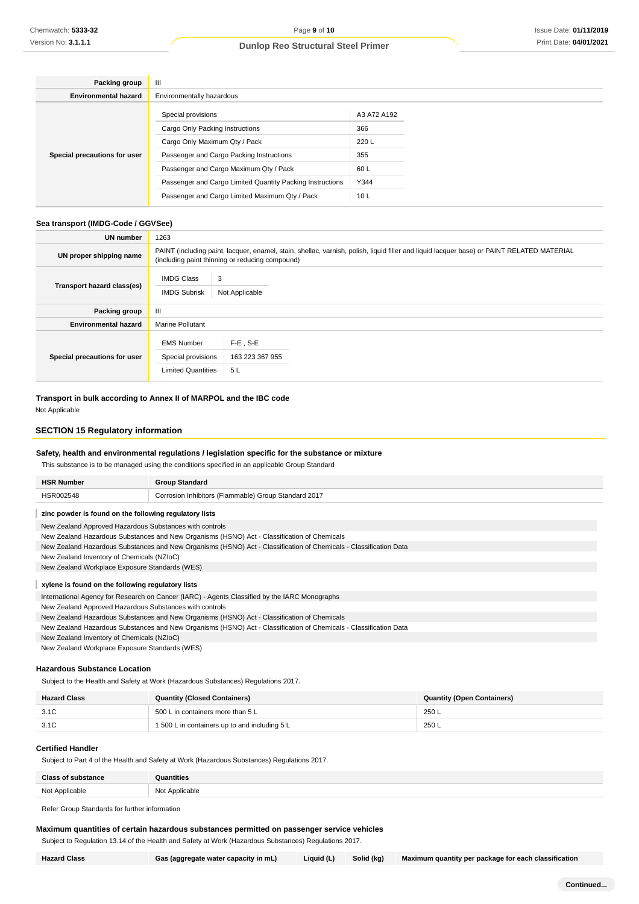| | |
|---|---|
| **Packing group** | III |
| **Environmental hazard** | Environmentally hazardous |
| **Special precautions for user** | Special provisions: A3 A72 A192<br>Cargo Only Packing Instructions: 366<br>Cargo Only Maximum Qty / Pack: 220 L<br>Passenger and Cargo Packing Instructions: 355<br>Passenger and Cargo Maximum Qty / Pack: 60 L<br>Passenger and Cargo Limited Quantity Packing Instructions: Y344<br>Passenger and Cargo Limited Maximum Qty / Pack: 10 L |

### Sea transport (IMDG-Code / GGVSee)

| | |
|---|---|
| **UN number** | 1263 |
| **UN proper shipping name** | PAINT (including paint, lacquer, enamel, stain, shellac, varnish, polish, liquid filler and liquid lacquer base) or PAINT RELATED MATERIAL (including paint thinning or reducing compound) |
| **Transport hazard class(es)** | IMDG Class: 3<br>IMDG Subrisk: Not Applicable |
| **Packing group** | III |
| **Environmental hazard** | Marine Pollutant |
| **Special precautions for user** | EMS Number: F-E , S-E<br>Special provisions: 163 223 367 955<br>Limited Quantities: 5 L |

### Transport in bulk according to Annex II of MARPOL and the IBC code

Not Applicable

## SECTION 15 Regulatory information

### Safety, health and environmental regulations / legislation specific for the substance or mixture

This substance is to be managed using the conditions specified in an applicable Group Standard

| HSR Number | Group Standard |
|---|---|
| HSR002548 | Corrosion Inhibitors (Flammable) Group Standard 2017 |

**zinc powder is found on the following regulatory lists**

- New Zealand Approved Hazardous Substances with controls
- New Zealand Hazardous Substances and New Organisms (HSNO) Act - Classification of Chemicals
- New Zealand Hazardous Substances and New Organisms (HSNO) Act - Classification of Chemicals - Classification Data
- New Zealand Inventory of Chemicals (NZIoC)
- New Zealand Workplace Exposure Standards (WES)

**xylene is found on the following regulatory lists**

- International Agency for Research on Cancer (IARC) - Agents Classified by the IARC Monographs
- New Zealand Approved Hazardous Substances with controls
- New Zealand Hazardous Substances and New Organisms (HSNO) Act - Classification of Chemicals
- New Zealand Hazardous Substances and New Organisms (HSNO) Act - Classification of Chemicals - Classification Data
- New Zealand Inventory of Chemicals (NZIoC)
- New Zealand Workplace Exposure Standards (WES)

### Hazardous Substance Location

Subject to the Health and Safety at Work (Hazardous Substances) Regulations 2017.

| Hazard Class | Quantity (Closed Containers) | Quantity (Open Containers) |
|---|---|---|
| 3.1C | 500 L in containers more than 5 L | 250 L |
| 3.1C | 1 500 L in containers up to and including 5 L | 250 L |

### Certified Handler

Subject to Part 4 of the Health and Safety at Work (Hazardous Substances) Regulations 2017.

| Class of substance | Quantities |
|---|---|
| Not Applicable | Not Applicable |

Refer Group Standards for further information

### Maximum quantities of certain hazardous substances permitted on passenger service vehicles

Subject to Regulation 13.14 of the Health and Safety at Work (Hazardous Substances) Regulations 2017.

| Hazard Class | Gas (aggregate water capacity in mL) | Liquid (L) | Solid (kg) | Maximum quantity per package for each classification |
|---|---|---|---|---|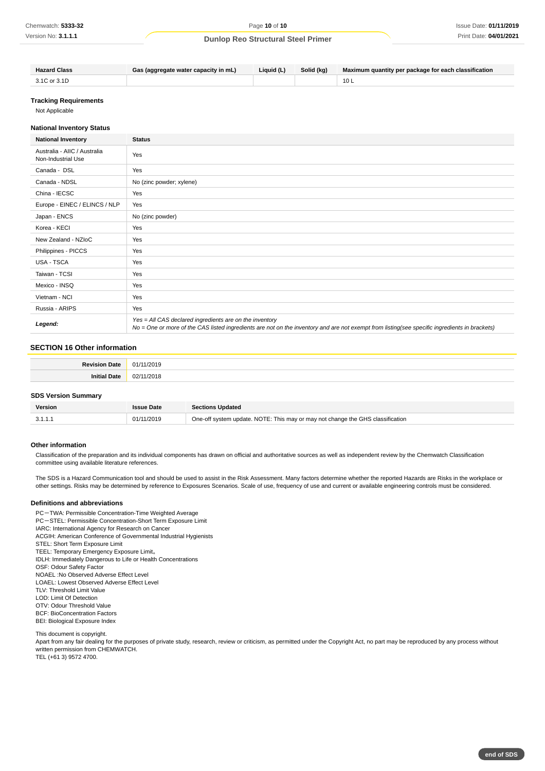| Hazard Class | Gas (aggregate water capacity in mL) | Liquid (L) | Solid (kg) | Maximum quantity per package for each classification |
|---|---|---|---|---|
| 3.1C or 3.1D | | | | 10 L |

### Tracking Requirements

Not Applicable

### National Inventory Status

| National Inventory | Status |
|---|---|
| Australia - AIIC / Australia Non-Industrial Use | Yes |
| Canada - DSL | Yes |
| Canada - NDSL | No (zinc powder; xylene) |
| China - IECSC | Yes |
| Europe - EINEC / ELINCS / NLP | Yes |
| Japan - ENCS | No (zinc powder) |
| Korea - KECI | Yes |
| New Zealand - NZIoC | Yes |
| Philippines - PICCS | Yes |
| USA - TSCA | Yes |
| Taiwan - TCSI | Yes |
| Mexico - INSQ | Yes |
| Vietnam - NCI | Yes |
| Russia - ARIPS | Yes |
| *Legend:* | *Yes = All CAS declared ingredients are on the inventory*<br>*No = One or more of the CAS listed ingredients are not on the inventory and are not exempt from listing(see specific ingredients in brackets)* |

## SECTION 16 Other information

| | |
|---|---|
| **Revision Date** | 01/11/2019 |
| **Initial Date** | 02/11/2018 |

### SDS Version Summary

| Version | Issue Date | Sections Updated |
|---|---|---|
| 3.1.1.1 | 01/11/2019 | One-off system update. NOTE: This may or may not change the GHS classification |

### Other information

Classification of the preparation and its individual components has drawn on official and authoritative sources as well as independent review by the Chemwatch Classification committee using available literature references.

The SDS is a Hazard Communication tool and should be used to assist in the Risk Assessment. Many factors determine whether the reported Hazards are Risks in the workplace or other settings. Risks may be determined by reference to Exposures Scenarios. Scale of use, frequency of use and current or available engineering controls must be considered.

### Definitions and abbreviations

PC－TWA: Permissible Concentration-Time Weighted Average
PC－STEL: Permissible Concentration-Short Term Exposure Limit
IARC: International Agency for Research on Cancer
ACGIH: American Conference of Governmental Industrial Hygienists
STEL: Short Term Exposure Limit
TEEL: Temporary Emergency Exposure Limit。
IDLH: Immediately Dangerous to Life or Health Concentrations
OSF: Odour Safety Factor
NOAEL :No Observed Adverse Effect Level
LOAEL: Lowest Observed Adverse Effect Level
TLV: Threshold Limit Value
LOD: Limit Of Detection
OTV: Odour Threshold Value
BCF: BioConcentration Factors
BEI: Biological Exposure Index

This document is copyright.
Apart from any fair dealing for the purposes of private study, research, review or criticism, as permitted under the Copyright Act, no part may be reproduced by any process without written permission from CHEMWATCH.
TEL (+61 3) 9572 4700.

end of SDS